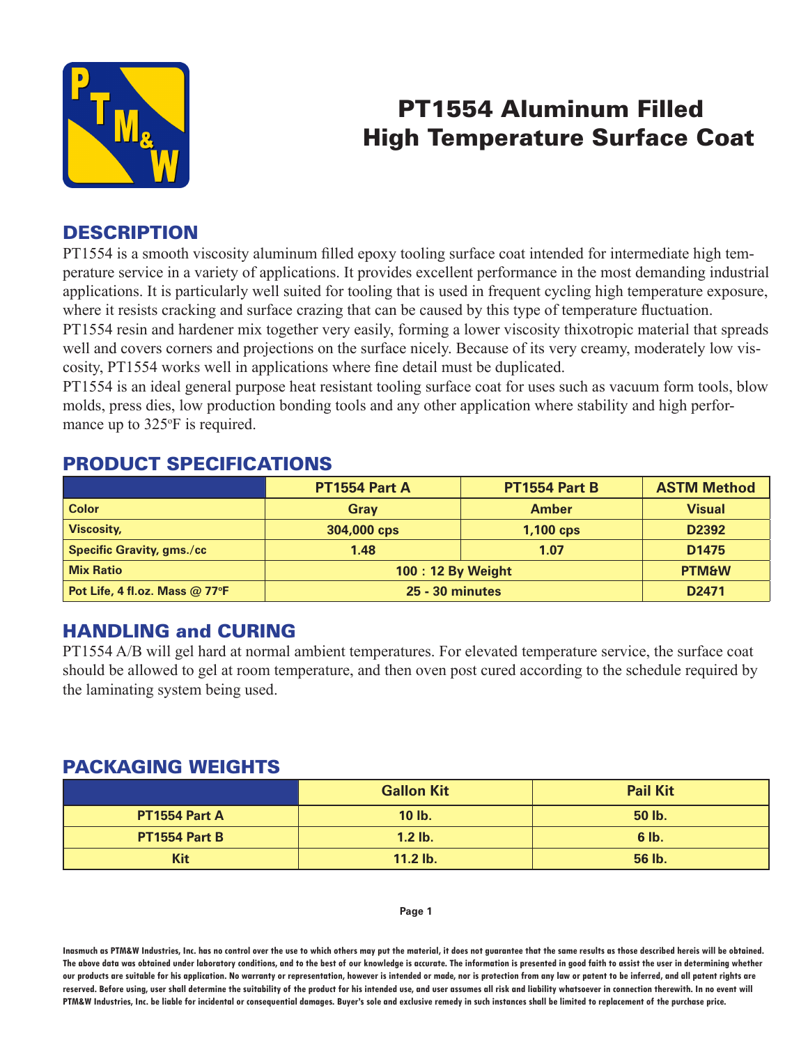# PT1554 Aluminum Filled High Temperature Surface Coat

## DESCRIPTION

PT1554 is a smooth viscosity aluminum filled epoxy tooling surface coat intended for intermediate high temperature service in a variety of applications. It provides excellent performance in the most demanding industrial applications. It is particularly well suited for tooling that is used in frequent cycling high temperature exposure, where it resists cracking and surface crazing that can be caused by this type of temperature fluctuation.

PT1554 resin and hardener mix together very easily, forming a lower viscosity thixotropic material that spreads well and covers corners and projections on the surface nicely. Because of its very creamy, moderately low viscosity, PT1554 works well in applications where fine detail must be duplicated.

PT1554 is an ideal general purpose heat resistant tooling surface coat for uses such as vacuum form tools, blow molds, press dies, low production bonding tools and any other application where stability and high performance up to 325°F is required.

## PRODUCT SPECIFICATIONS

| | PT1554 Part A | PT1554 Part B | ASTM Method |
|---|---|---|---|
| Color | Gray | Amber | Visual |
| Viscosity, | 304,000 cps | 1,100 cps | D2392 |
| Specific Gravity, gms./cc | 1.48 | 1.07 | D1475 |
| Mix Ratio | 100 : 12 By Weight | | PTM&W |
| Pot Life, 4 fl.oz. Mass @ 77°F | 25 - 30 minutes | | D2471 |

## HANDLING and CURING

PT1554 A/B will gel hard at normal ambient temperatures. For elevated temperature service, the surface coat should be allowed to gel at room temperature, and then oven post cured according to the schedule required by the laminating system being used.

## PACKAGING WEIGHTS

| | Gallon Kit | Pail Kit |
|---|---|---|
| PT1554 Part A | 10 lb. | 50 lb. |
| PT1554 Part B | 1.2 lb. | 6 lb. |
| Kit | 11.2 lb. | 56 lb. |

Inasmuch as PTM&W Industries, Inc. has no control over the use to which others may put the material, it does not guarantee that the same results as those described hereis will be obtained. The above data was obtained under laboratory conditions, and to the best of our knowledge is accurate. The information is presented in good faith to assist the user in determining whether our products are suitable for his application. No warranty or representation, however is intended or made, nor is protection from any law or patent to be inferred, and all patent rights are reserved. Before using, user shall determine the suitability of the product for his intended use, and user assumes all risk and liability whatsoever in connection therewith. In no event will PTM&W Industries, Inc. be liable for incidental or consequential damages. Buyer's sole and exclusive remedy in such instances shall be limited to replacement of the purchase price.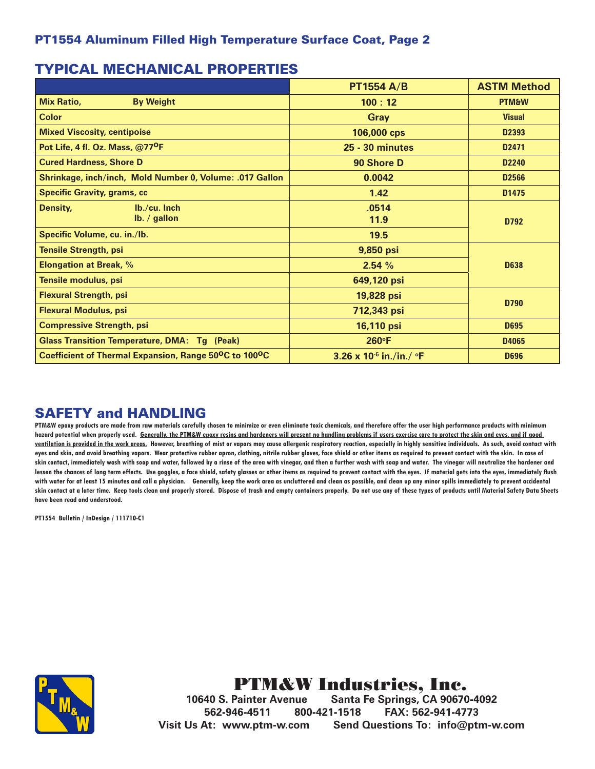## TYPICAL MECHANICAL PROPERTIES

| | PT1554 A/B | ASTM Method |
|---|---|---|
| **Mix Ratio, By Weight** | 100 : 12 | PTM&W |
| **Color** | Gray | Visual |
| **Mixed Viscosity, centipoise** | 106,000 cps | D2393 |
| **Pot Life, 4 fl. Oz. Mass, @77°F** | 25 - 30 minutes | D2471 |
| **Cured Hardness, Shore D** | 90 Shore D | D2240 |
| **Shrinkage, inch/inch, Mold Number 0, Volume: .017 Gallon** | 0.0042 | D2566 |
| **Specific Gravity, grams, cc** | 1.42 | D1475 |
| **Density, lb./cu. Inch** | .0514 | D792 |
| **Density, lb. / gallon** | 11.9 | D792 |
| **Specific Volume, cu. in./lb.** | 19.5 | D792 |
| **Tensile Strength, psi** | 9,850 psi | D638 |
| **Elongation at Break, %** | 2.54 % | D638 |
| **Tensile modulus, psi** | 649,120 psi | D638 |
| **Flexural Strength, psi** | 19,828 psi | D790 |
| **Flexural Modulus, psi** | 712,343 psi | D790 |
| **Compressive Strength, psi** | 16,110 psi | D695 |
| **Glass Transition Temperature, DMA: Tg (Peak)** | 260°F | D4065 |
| **Coefficient of Thermal Expansion, Range 50°C to 100°C** | $3.26 \times 10^{-5}$ in./in./ °F | D696 |

## SAFETY and HANDLING

PTM&W epoxy products are made from raw materials carefully chosen to minimize or even eliminate toxic chemicals, and therefore offer the user high performance products with minimum hazard potential when properly used. Generally, the PTM&W epoxy resins and hardeners will present no handling problems if users exercise care to protect the skin and eyes, and if good ventilation is provided in the work areas. However, breathing of mist or vapors may cause allergenic respiratory reaction, especially in highly sensitive individuals. As such, avoid contact with eyes and skin, and avoid breathing vapors. Wear protective rubber apron, clothing, nitrile rubber gloves, face shield or other items as required to prevent contact with the skin. In case of skin contact, immediately wash with soap and water, followed by a rinse of the area with vinegar, and then a further wash with soap and water. The vinegar will neutralize the hardener and lessen the chances of long term effects. Use goggles, a face shield, safety glasses or other items as required to prevent contact with the eyes. If material gets into the eyes, immediately flush with water for at least 15 minutes and call a physician. Generally, keep the work area as uncluttered and clean as possible, and clean up any minor spills immediately to prevent accidental skin contact at a later time. Keep tools clean and properly stored. Dispose of trash and empty containers properly. Do not use any of these types of products until Material Safety Data Sheets have been read and understood.

PT1554 Bulletin / InDesign / 111710-C1

**PTM&W Industries, Inc.**
10640 S. Painter Avenue Santa Fe Springs, CA 90670-4092
562-946-4511 800-421-1518 FAX: 562-941-4773
Visit Us At: www.ptm-w.com Send Questions To: info@ptm-w.com